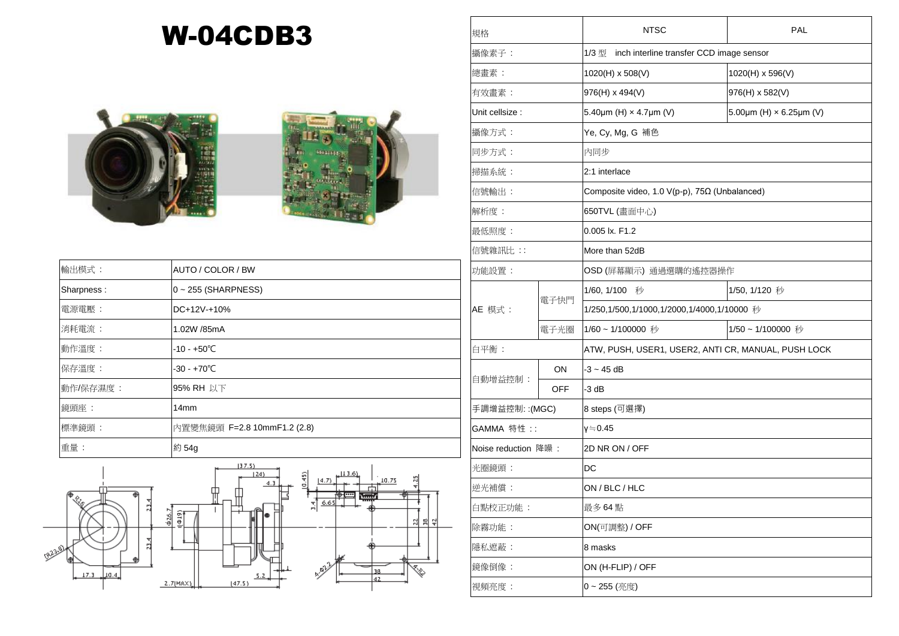# W-04CDB3

| 輸出模式： | AUTO / COLOR / BW |
|---|---|
| Sharpness : | 0 ~ 255 (SHARPNESS) |
| 電源電壓： | DC+12V-+10% |
| 消耗電流： | 1.02W /85mA |
| 動作溫度： | -10 - +50℃ |
| 保存溫度： | -30 - +70℃ |
| 動作/保存濕度： | 95% RH 以下 |
| 鏡頭座： | 14mm |
| 標準鏡頭： | 內置變焦鏡頭 F=2.8 10mmF1.2 (2.8) |
| 重量： | 約 54g |

| 規格 | | NTSC | PAL |
|---|---|---|---|
| 攝像素子： | | 1/3 型 inch interline transfer CCD image sensor | |
| 總畫素： | | 1020(H) x 508(V) | 1020(H) x 596(V) |
| 有效畫素： | | 976(H) x 494(V) | 976(H) x 582(V) |
| Unit cellsize : | | 5.40μm (H) × 4.7μm (V) | 5.00μm (H) × 6.25μm (V) |
| 攝像方式： | | Ye, Cy, Mg, G 補色 | |
| 同步方式： | | 內同步 | |
| 掃描系統： | | 2:1 interlace | |
| 信號輸出： | | Composite video, 1.0 V(p-p), 75Ω (Unbalanced) | |
| 解析度： | | 650TVL (畫面中心) | |
| 最低照度： | | 0.005 lx. F1.2 | |
| 信號雜訊比：: | | More than 52dB | |
| 功能設置： | | OSD (屏幕顯示) 通過選購的遙控器操作 | |
| AE 模式： | 電子快門 | 1/60, 1/100 秒 | 1/50, 1/120 秒 |
| | | 1/250,1/500,1/1000,1/2000,1/4000,1/10000 秒 | |
| | 電子光圈 | 1/60 ~ 1/100000 秒 | 1/50 ~ 1/100000 秒 |
| 白平衡： | | ATW, PUSH, USER1, USER2, ANTI CR, MANUAL, PUSH LOCK | |
| 自動增益控制： | ON | -3 ~ 45 dB | |
| | OFF | -3 dB | |
| 手調增益控制: :(MGC) | | 8 steps (可選擇) | |
| GAMMA 特性：: | | γ≒0.45 | |
| Noise reduction 降噪： | | 2D NR ON / OFF | |
| 光圈鏡頭： | | DC | |
| 逆光補償： | | ON / BLC / HLC | |
| 白點校正功能： | | 最多 64 點 | |
| 除霧功能： | | ON(可調整) / OFF | |
| 隱私遮蔽： | | 8 masks | |
| 鏡像倒像： | | ON (H-FLIP) / OFF | |
| 視頻亮度： | | 0 ~ 255 (亮度) | |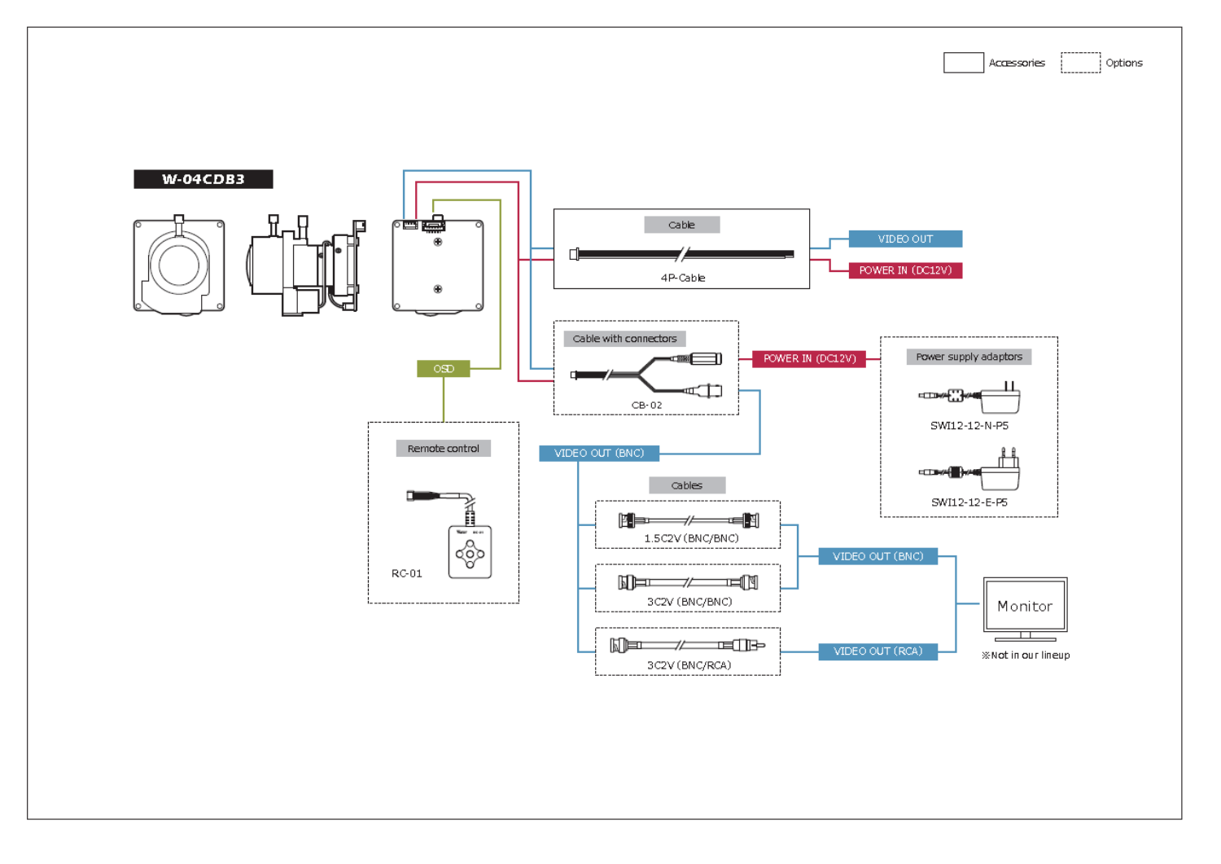Accessories

Options

W-04CDB3

Cable

4P-Cable

VIDEO OUT

POWER IN (DC12V)

Cable with connectors

CB-02

POWER IN (DC12V)

Power supply adaptors

SWI12-12-N-P5

SWI12-12-E-P5

OSD

Remote control

RC-01

VIDEO OUT (BNC)

Cables

1.5C2V (BNC/BNC)

3C2V (BNC/BNC)

3C2V (BNC/RCA)

VIDEO OUT (BNC)

VIDEO OUT (RCA)

Monitor

※Not in our lineup